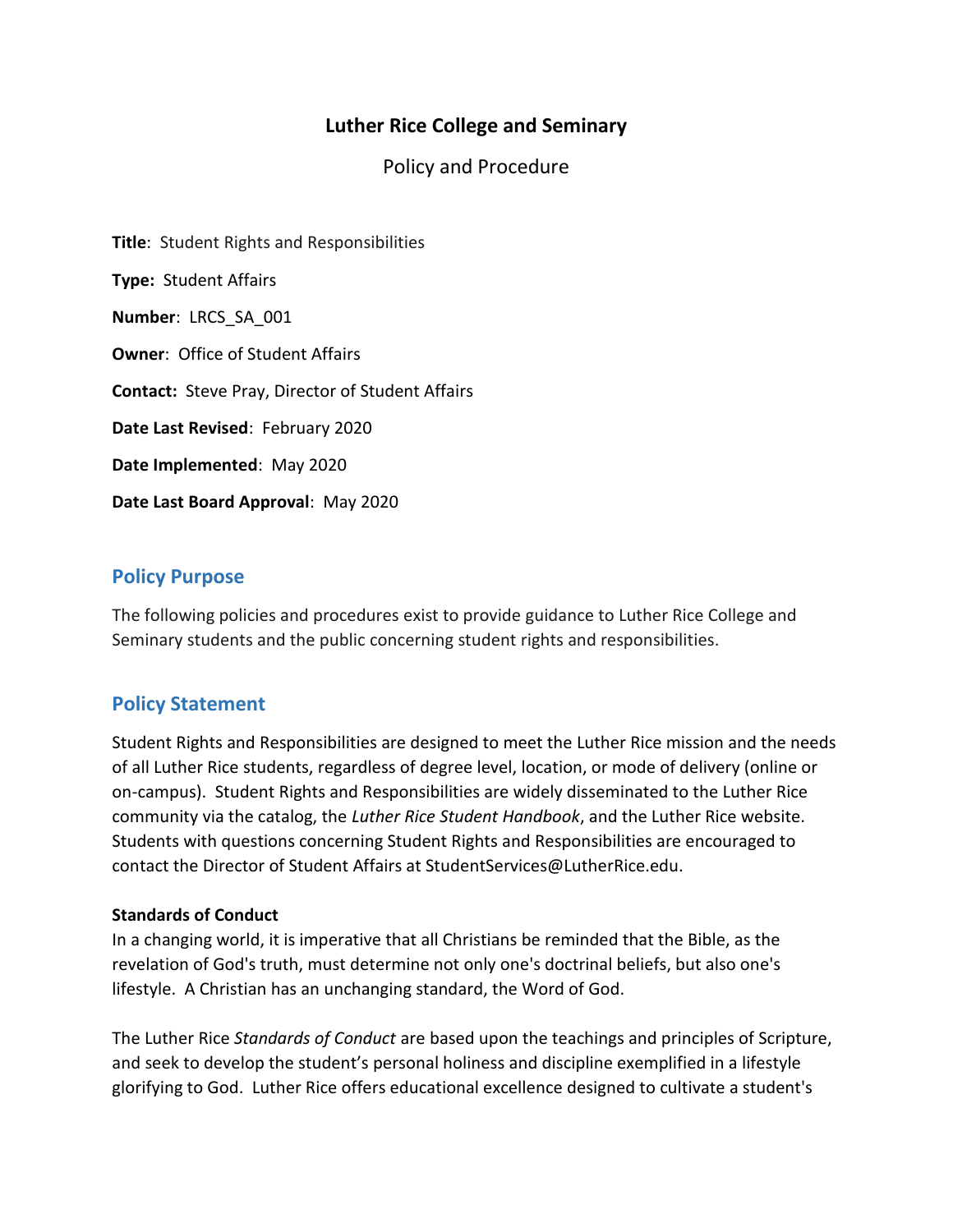# Luther Rice College and Seminary

Policy and Procedure

**Title**: Student Rights and Responsibilities

**Type:** Student Affairs

**Number**: LRCS_SA_001

**Owner**: Office of Student Affairs

**Contact:** Steve Pray, Director of Student Affairs

**Date Last Revised**: February 2020

**Date Implemented**: May 2020

**Date Last Board Approval**: May 2020

## Policy Purpose

The following policies and procedures exist to provide guidance to Luther Rice College and Seminary students and the public concerning student rights and responsibilities.

## Policy Statement

Student Rights and Responsibilities are designed to meet the Luther Rice mission and the needs of all Luther Rice students, regardless of degree level, location, or mode of delivery (online or on-campus). Student Rights and Responsibilities are widely disseminated to the Luther Rice community via the catalog, the *Luther Rice Student Handbook*, and the Luther Rice website. Students with questions concerning Student Rights and Responsibilities are encouraged to contact the Director of Student Affairs at StudentServices@LutherRice.edu.

**Standards of Conduct**

In a changing world, it is imperative that all Christians be reminded that the Bible, as the revelation of God's truth, must determine not only one's doctrinal beliefs, but also one's lifestyle. A Christian has an unchanging standard, the Word of God.

The Luther Rice *Standards of Conduct* are based upon the teachings and principles of Scripture, and seek to develop the student's personal holiness and discipline exemplified in a lifestyle glorifying to God. Luther Rice offers educational excellence designed to cultivate a student's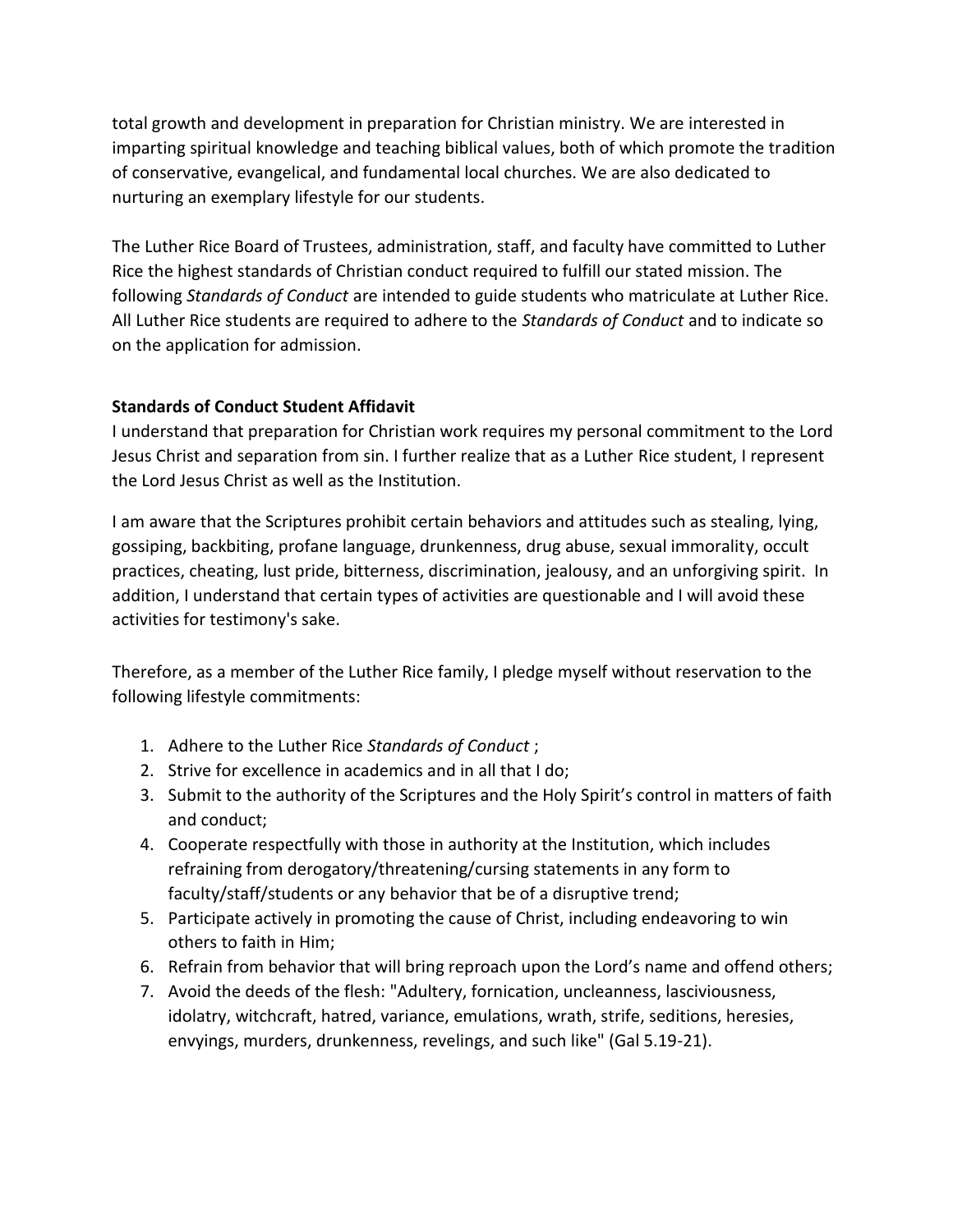total growth and development in preparation for Christian ministry. We are interested in imparting spiritual knowledge and teaching biblical values, both of which promote the tradition of conservative, evangelical, and fundamental local churches. We are also dedicated to nurturing an exemplary lifestyle for our students.

The Luther Rice Board of Trustees, administration, staff, and faculty have committed to Luther Rice the highest standards of Christian conduct required to fulfill our stated mission. The following *Standards of Conduct* are intended to guide students who matriculate at Luther Rice. All Luther Rice students are required to adhere to the *Standards of Conduct* and to indicate so on the application for admission.

**Standards of Conduct Student Affidavit**

I understand that preparation for Christian work requires my personal commitment to the Lord Jesus Christ and separation from sin. I further realize that as a Luther Rice student, I represent the Lord Jesus Christ as well as the Institution.

I am aware that the Scriptures prohibit certain behaviors and attitudes such as stealing, lying, gossiping, backbiting, profane language, drunkenness, drug abuse, sexual immorality, occult practices, cheating, lust pride, bitterness, discrimination, jealousy, and an unforgiving spirit. In addition, I understand that certain types of activities are questionable and I will avoid these activities for testimony's sake.

Therefore, as a member of the Luther Rice family, I pledge myself without reservation to the following lifestyle commitments:

1. Adhere to the Luther Rice *Standards of Conduct* ;
2. Strive for excellence in academics and in all that I do;
3. Submit to the authority of the Scriptures and the Holy Spirit's control in matters of faith and conduct;
4. Cooperate respectfully with those in authority at the Institution, which includes refraining from derogatory/threatening/cursing statements in any form to faculty/staff/students or any behavior that be of a disruptive trend;
5. Participate actively in promoting the cause of Christ, including endeavoring to win others to faith in Him;
6. Refrain from behavior that will bring reproach upon the Lord's name and offend others;
7. Avoid the deeds of the flesh: "Adultery, fornication, uncleanness, lasciviousness, idolatry, witchcraft, hatred, variance, emulations, wrath, strife, seditions, heresies, envyings, murders, drunkenness, revelings, and such like" (Gal 5.19-21).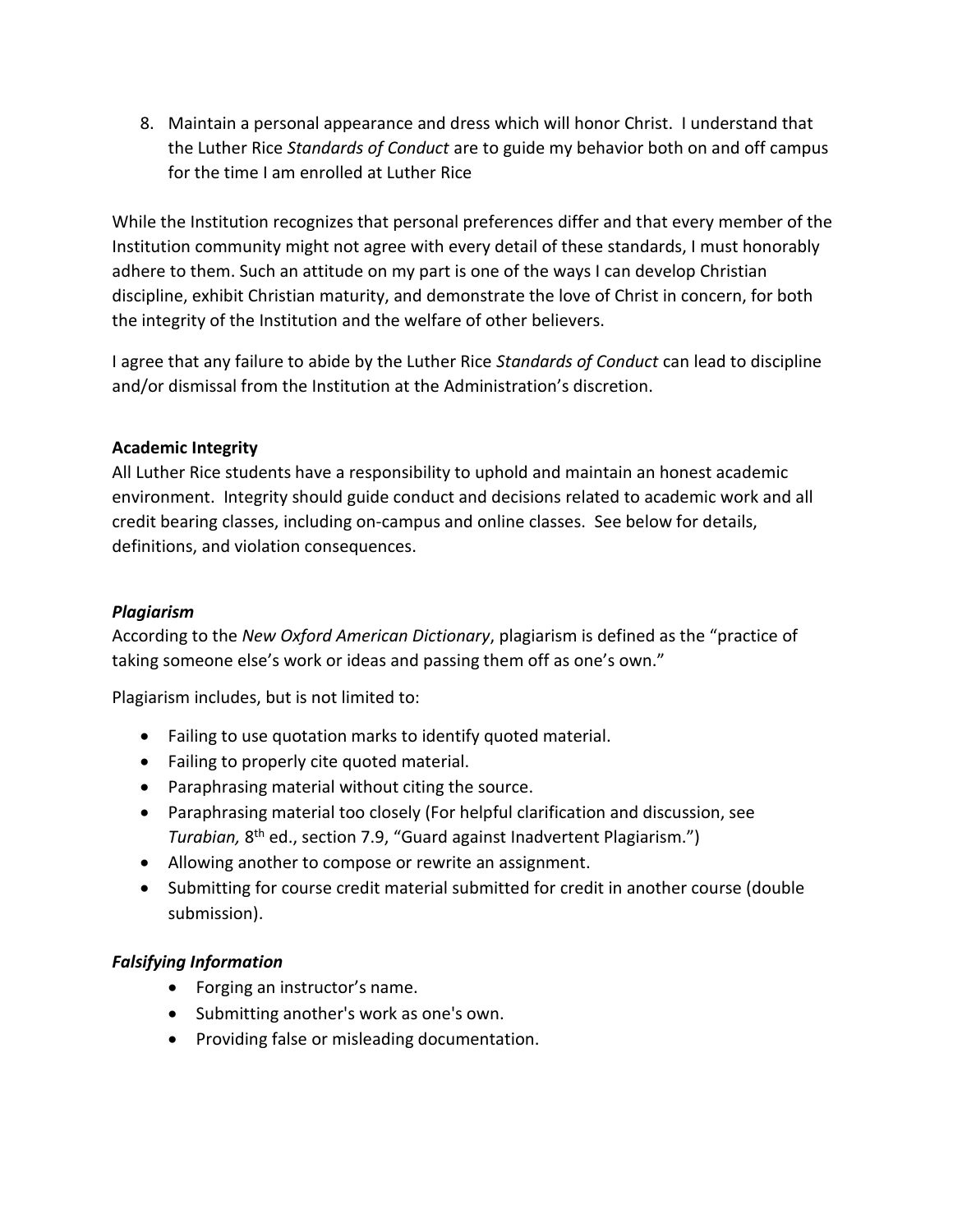8. Maintain a personal appearance and dress which will honor Christ. I understand that the Luther Rice *Standards of Conduct* are to guide my behavior both on and off campus for the time I am enrolled at Luther Rice

While the Institution recognizes that personal preferences differ and that every member of the Institution community might not agree with every detail of these standards, I must honorably adhere to them. Such an attitude on my part is one of the ways I can develop Christian discipline, exhibit Christian maturity, and demonstrate the love of Christ in concern, for both the integrity of the Institution and the welfare of other believers.

I agree that any failure to abide by the Luther Rice *Standards of Conduct* can lead to discipline and/or dismissal from the Institution at the Administration's discretion.

**Academic Integrity**

All Luther Rice students have a responsibility to uphold and maintain an honest academic environment. Integrity should guide conduct and decisions related to academic work and all credit bearing classes, including on-campus and online classes. See below for details, definitions, and violation consequences.

***Plagiarism***

According to the *New Oxford American Dictionary*, plagiarism is defined as the "practice of taking someone else's work or ideas and passing them off as one's own."

Plagiarism includes, but is not limited to:

- Failing to use quotation marks to identify quoted material.
- Failing to properly cite quoted material.
- Paraphrasing material without citing the source.
- Paraphrasing material too closely (For helpful clarification and discussion, see *Turabian,* 8th ed., section 7.9, "Guard against Inadvertent Plagiarism.")
- Allowing another to compose or rewrite an assignment.
- Submitting for course credit material submitted for credit in another course (double submission).

***Falsifying Information***

- Forging an instructor's name.
- Submitting another's work as one's own.
- Providing false or misleading documentation.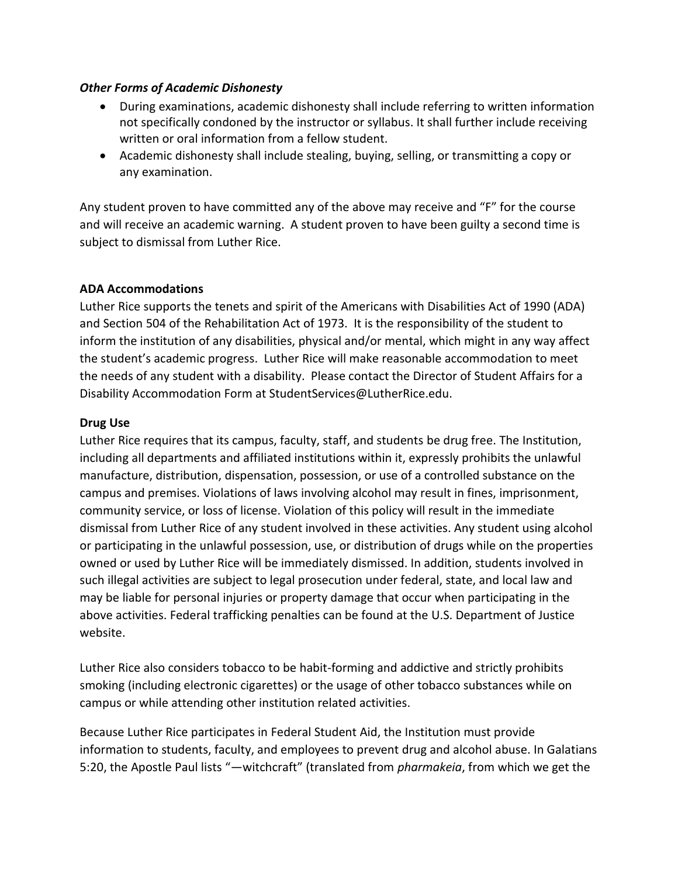***Other Forms of Academic Dishonesty***

- During examinations, academic dishonesty shall include referring to written information not specifically condoned by the instructor or syllabus. It shall further include receiving written or oral information from a fellow student.
- Academic dishonesty shall include stealing, buying, selling, or transmitting a copy or any examination.

Any student proven to have committed any of the above may receive and "F" for the course and will receive an academic warning. A student proven to have been guilty a second time is subject to dismissal from Luther Rice.

**ADA Accommodations**

Luther Rice supports the tenets and spirit of the Americans with Disabilities Act of 1990 (ADA) and Section 504 of the Rehabilitation Act of 1973. It is the responsibility of the student to inform the institution of any disabilities, physical and/or mental, which might in any way affect the student's academic progress. Luther Rice will make reasonable accommodation to meet the needs of any student with a disability. Please contact the Director of Student Affairs for a Disability Accommodation Form at StudentServices@LutherRice.edu.

**Drug Use**

Luther Rice requires that its campus, faculty, staff, and students be drug free. The Institution, including all departments and affiliated institutions within it, expressly prohibits the unlawful manufacture, distribution, dispensation, possession, or use of a controlled substance on the campus and premises. Violations of laws involving alcohol may result in fines, imprisonment, community service, or loss of license. Violation of this policy will result in the immediate dismissal from Luther Rice of any student involved in these activities. Any student using alcohol or participating in the unlawful possession, use, or distribution of drugs while on the properties owned or used by Luther Rice will be immediately dismissed. In addition, students involved in such illegal activities are subject to legal prosecution under federal, state, and local law and may be liable for personal injuries or property damage that occur when participating in the above activities. Federal trafficking penalties can be found at the U.S. Department of Justice website.

Luther Rice also considers tobacco to be habit-forming and addictive and strictly prohibits smoking (including electronic cigarettes) or the usage of other tobacco substances while on campus or while attending other institution related activities.

Because Luther Rice participates in Federal Student Aid, the Institution must provide information to students, faculty, and employees to prevent drug and alcohol abuse. In Galatians 5:20, the Apostle Paul lists "—witchcraft" (translated from *pharmakeia*, from which we get the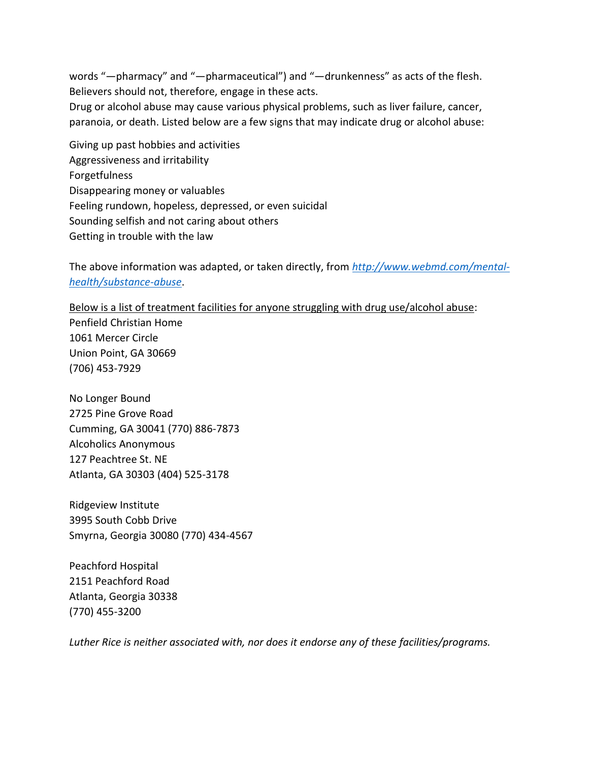words "—pharmacy" and "—pharmaceutical") and "—drunkenness" as acts of the flesh. Believers should not, therefore, engage in these acts.

Drug or alcohol abuse may cause various physical problems, such as liver failure, cancer, paranoia, or death. Listed below are a few signs that may indicate drug or alcohol abuse:

Giving up past hobbies and activities
Aggressiveness and irritability
Forgetfulness
Disappearing money or valuables
Feeling rundown, hopeless, depressed, or even suicidal
Sounding selfish and not caring about others
Getting in trouble with the law

The above information was adapted, or taken directly, from *http://www.webmd.com/mental-health/substance-abuse*.

Below is a list of treatment facilities for anyone struggling with drug use/alcohol abuse:

Penfield Christian Home
1061 Mercer Circle
Union Point, GA 30669
(706) 453-7929

No Longer Bound
2725 Pine Grove Road
Cumming, GA 30041 (770) 886-7873
Alcoholics Anonymous
127 Peachtree St. NE
Atlanta, GA 30303 (404) 525-3178

Ridgeview Institute
3995 South Cobb Drive
Smyrna, Georgia 30080 (770) 434-4567

Peachford Hospital
2151 Peachford Road
Atlanta, Georgia 30338
(770) 455-3200

*Luther Rice is neither associated with, nor does it endorse any of these facilities/programs.*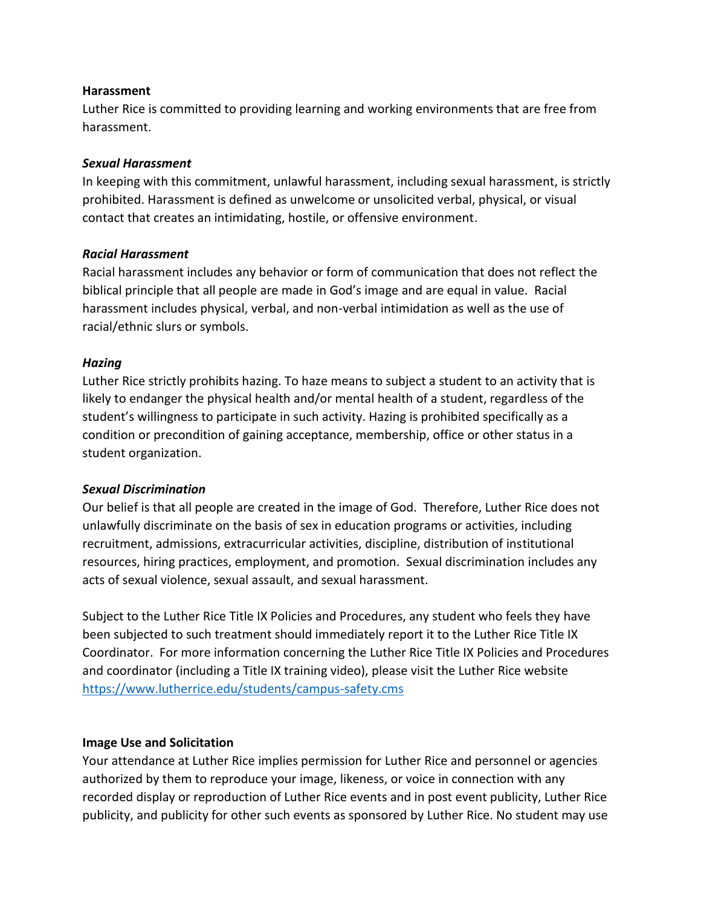**Harassment**

Luther Rice is committed to providing learning and working environments that are free from harassment.

***Sexual Harassment***

In keeping with this commitment, unlawful harassment, including sexual harassment, is strictly prohibited. Harassment is defined as unwelcome or unsolicited verbal, physical, or visual contact that creates an intimidating, hostile, or offensive environment.

***Racial Harassment***

Racial harassment includes any behavior or form of communication that does not reflect the biblical principle that all people are made in God's image and are equal in value. Racial harassment includes physical, verbal, and non-verbal intimidation as well as the use of racial/ethnic slurs or symbols.

***Hazing***

Luther Rice strictly prohibits hazing. To haze means to subject a student to an activity that is likely to endanger the physical health and/or mental health of a student, regardless of the student's willingness to participate in such activity. Hazing is prohibited specifically as a condition or precondition of gaining acceptance, membership, office or other status in a student organization.

***Sexual Discrimination***

Our belief is that all people are created in the image of God. Therefore, Luther Rice does not unlawfully discriminate on the basis of sex in education programs or activities, including recruitment, admissions, extracurricular activities, discipline, distribution of institutional resources, hiring practices, employment, and promotion. Sexual discrimination includes any acts of sexual violence, sexual assault, and sexual harassment.

Subject to the Luther Rice Title IX Policies and Procedures, any student who feels they have been subjected to such treatment should immediately report it to the Luther Rice Title IX Coordinator. For more information concerning the Luther Rice Title IX Policies and Procedures and coordinator (including a Title IX training video), please visit the Luther Rice website https://www.lutherrice.edu/students/campus-safety.cms

**Image Use and Solicitation**

Your attendance at Luther Rice implies permission for Luther Rice and personnel or agencies authorized by them to reproduce your image, likeness, or voice in connection with any recorded display or reproduction of Luther Rice events and in post event publicity, Luther Rice publicity, and publicity for other such events as sponsored by Luther Rice. No student may use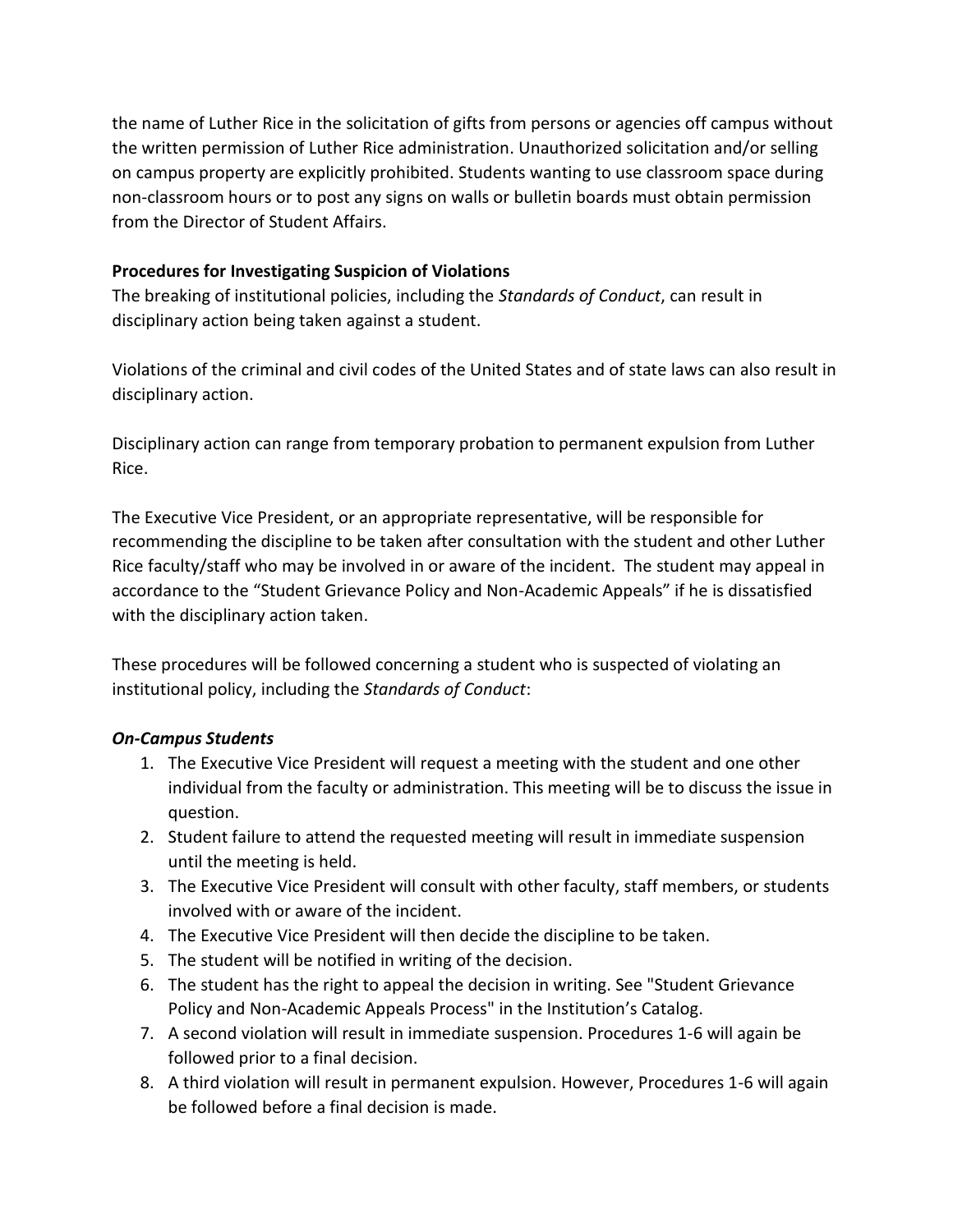the name of Luther Rice in the solicitation of gifts from persons or agencies off campus without the written permission of Luther Rice administration. Unauthorized solicitation and/or selling on campus property are explicitly prohibited. Students wanting to use classroom space during non-classroom hours or to post any signs on walls or bulletin boards must obtain permission from the Director of Student Affairs.

**Procedures for Investigating Suspicion of Violations**

The breaking of institutional policies, including the *Standards of Conduct*, can result in disciplinary action being taken against a student.

Violations of the criminal and civil codes of the United States and of state laws can also result in disciplinary action.

Disciplinary action can range from temporary probation to permanent expulsion from Luther Rice.

The Executive Vice President, or an appropriate representative, will be responsible for recommending the discipline to be taken after consultation with the student and other Luther Rice faculty/staff who may be involved in or aware of the incident. The student may appeal in accordance to the "Student Grievance Policy and Non-Academic Appeals" if he is dissatisfied with the disciplinary action taken.

These procedures will be followed concerning a student who is suspected of violating an institutional policy, including the *Standards of Conduct*:

***On-Campus Students***

1. The Executive Vice President will request a meeting with the student and one other individual from the faculty or administration. This meeting will be to discuss the issue in question.
2. Student failure to attend the requested meeting will result in immediate suspension until the meeting is held.
3. The Executive Vice President will consult with other faculty, staff members, or students involved with or aware of the incident.
4. The Executive Vice President will then decide the discipline to be taken.
5. The student will be notified in writing of the decision.
6. The student has the right to appeal the decision in writing. See "Student Grievance Policy and Non-Academic Appeals Process" in the Institution's Catalog.
7. A second violation will result in immediate suspension. Procedures 1-6 will again be followed prior to a final decision.
8. A third violation will result in permanent expulsion. However, Procedures 1-6 will again be followed before a final decision is made.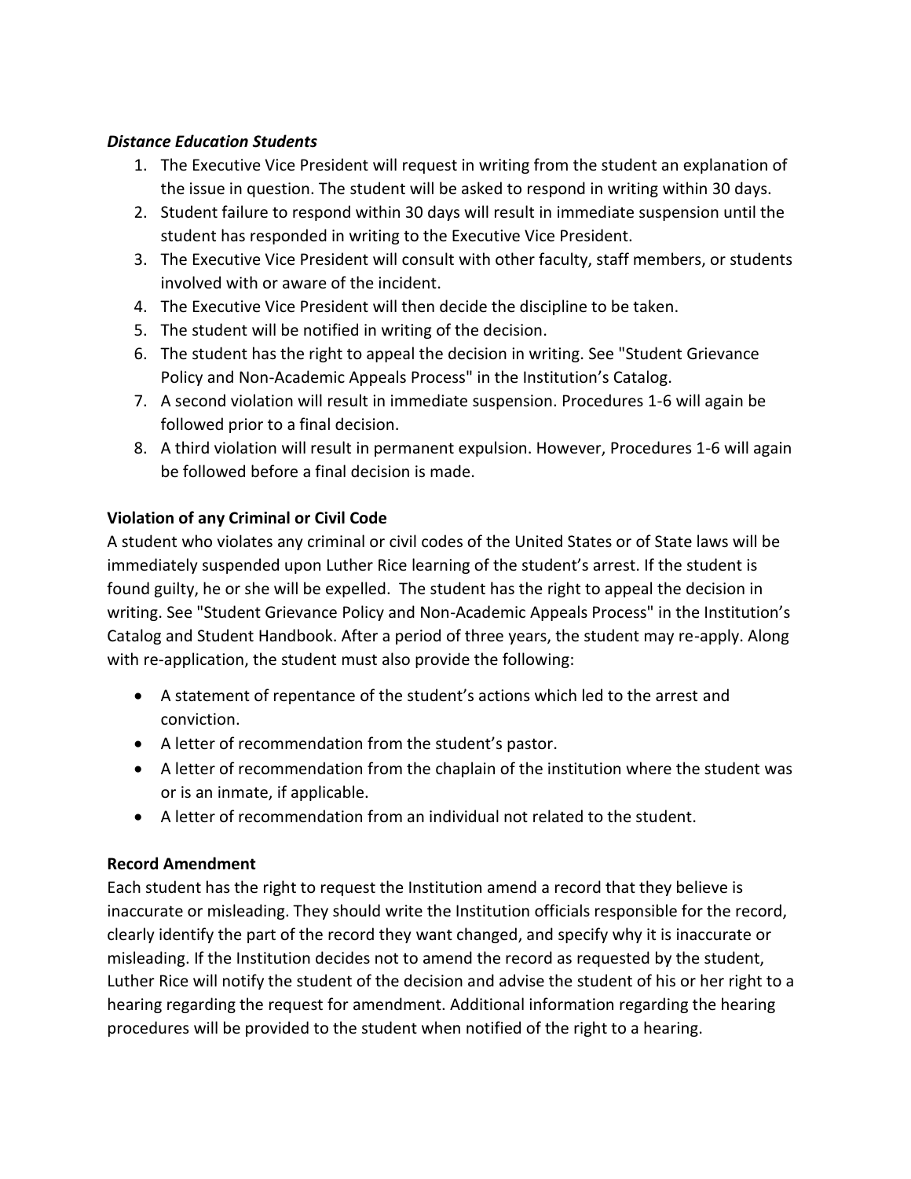***Distance Education Students***

1. The Executive Vice President will request in writing from the student an explanation of the issue in question. The student will be asked to respond in writing within 30 days.
2. Student failure to respond within 30 days will result in immediate suspension until the student has responded in writing to the Executive Vice President.
3. The Executive Vice President will consult with other faculty, staff members, or students involved with or aware of the incident.
4. The Executive Vice President will then decide the discipline to be taken.
5. The student will be notified in writing of the decision.
6. The student has the right to appeal the decision in writing. See "Student Grievance Policy and Non-Academic Appeals Process" in the Institution's Catalog.
7. A second violation will result in immediate suspension. Procedures 1-6 will again be followed prior to a final decision.
8. A third violation will result in permanent expulsion. However, Procedures 1-6 will again be followed before a final decision is made.

**Violation of any Criminal or Civil Code**

A student who violates any criminal or civil codes of the United States or of State laws will be immediately suspended upon Luther Rice learning of the student's arrest. If the student is found guilty, he or she will be expelled. The student has the right to appeal the decision in writing. See "Student Grievance Policy and Non-Academic Appeals Process" in the Institution's Catalog and Student Handbook. After a period of three years, the student may re-apply. Along with re-application, the student must also provide the following:

- A statement of repentance of the student's actions which led to the arrest and conviction.
- A letter of recommendation from the student's pastor.
- A letter of recommendation from the chaplain of the institution where the student was or is an inmate, if applicable.
- A letter of recommendation from an individual not related to the student.

**Record Amendment**

Each student has the right to request the Institution amend a record that they believe is inaccurate or misleading. They should write the Institution officials responsible for the record, clearly identify the part of the record they want changed, and specify why it is inaccurate or misleading. If the Institution decides not to amend the record as requested by the student, Luther Rice will notify the student of the decision and advise the student of his or her right to a hearing regarding the request for amendment. Additional information regarding the hearing procedures will be provided to the student when notified of the right to a hearing.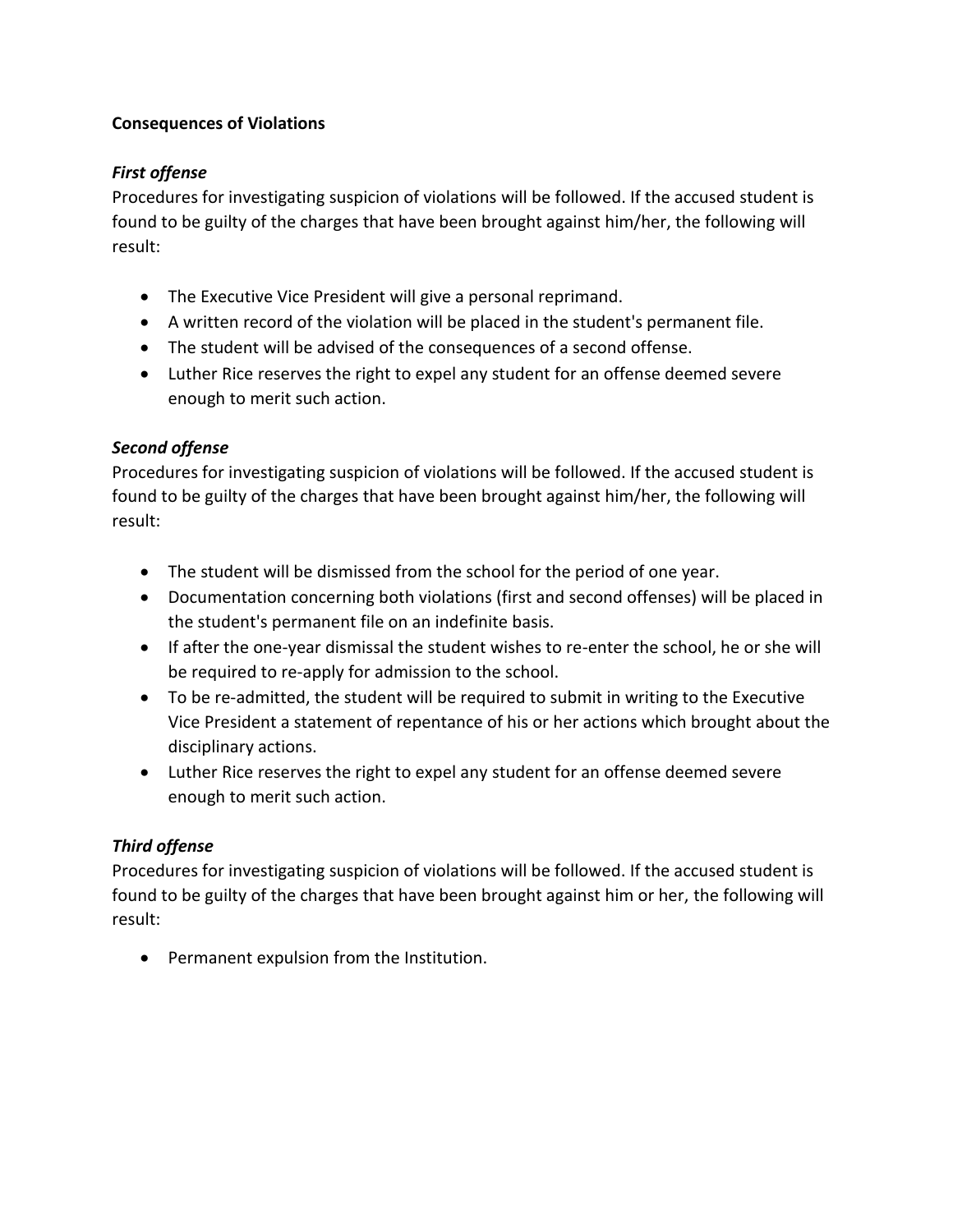**Consequences of Violations**

***First offense***

Procedures for investigating suspicion of violations will be followed. If the accused student is found to be guilty of the charges that have been brought against him/her, the following will result:

- The Executive Vice President will give a personal reprimand.
- A written record of the violation will be placed in the student's permanent file.
- The student will be advised of the consequences of a second offense.
- Luther Rice reserves the right to expel any student for an offense deemed severe enough to merit such action.

***Second offense***

Procedures for investigating suspicion of violations will be followed. If the accused student is found to be guilty of the charges that have been brought against him/her, the following will result:

- The student will be dismissed from the school for the period of one year.
- Documentation concerning both violations (first and second offenses) will be placed in the student's permanent file on an indefinite basis.
- If after the one-year dismissal the student wishes to re-enter the school, he or she will be required to re-apply for admission to the school.
- To be re-admitted, the student will be required to submit in writing to the Executive Vice President a statement of repentance of his or her actions which brought about the disciplinary actions.
- Luther Rice reserves the right to expel any student for an offense deemed severe enough to merit such action.

***Third offense***

Procedures for investigating suspicion of violations will be followed. If the accused student is found to be guilty of the charges that have been brought against him or her, the following will result:

- Permanent expulsion from the Institution.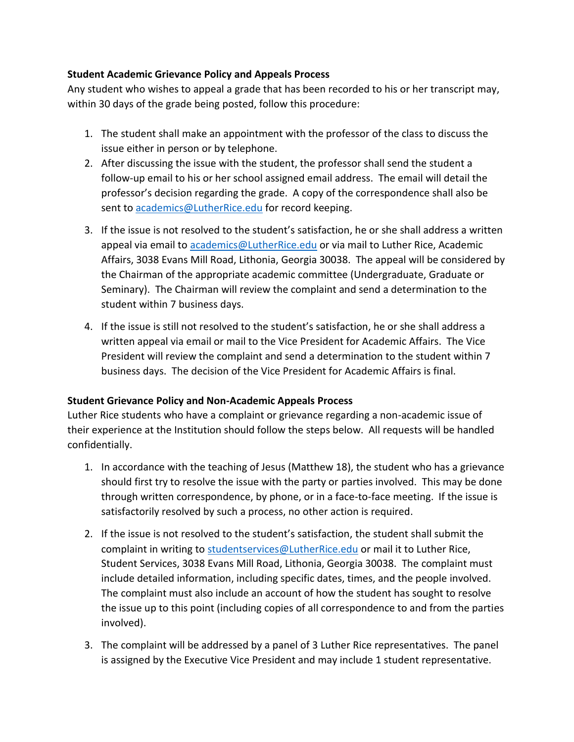**Student Academic Grievance Policy and Appeals Process**

Any student who wishes to appeal a grade that has been recorded to his or her transcript may, within 30 days of the grade being posted, follow this procedure:

1. The student shall make an appointment with the professor of the class to discuss the issue either in person or by telephone.
2. After discussing the issue with the student, the professor shall send the student a follow-up email to his or her school assigned email address. The email will detail the professor's decision regarding the grade. A copy of the correspondence shall also be sent to academics@LutherRice.edu for record keeping.
3. If the issue is not resolved to the student's satisfaction, he or she shall address a written appeal via email to academics@LutherRice.edu or via mail to Luther Rice, Academic Affairs, 3038 Evans Mill Road, Lithonia, Georgia 30038. The appeal will be considered by the Chairman of the appropriate academic committee (Undergraduate, Graduate or Seminary). The Chairman will review the complaint and send a determination to the student within 7 business days.
4. If the issue is still not resolved to the student's satisfaction, he or she shall address a written appeal via email or mail to the Vice President for Academic Affairs. The Vice President will review the complaint and send a determination to the student within 7 business days. The decision of the Vice President for Academic Affairs is final.

**Student Grievance Policy and Non-Academic Appeals Process**

Luther Rice students who have a complaint or grievance regarding a non-academic issue of their experience at the Institution should follow the steps below. All requests will be handled confidentially.

1. In accordance with the teaching of Jesus (Matthew 18), the student who has a grievance should first try to resolve the issue with the party or parties involved. This may be done through written correspondence, by phone, or in a face-to-face meeting. If the issue is satisfactorily resolved by such a process, no other action is required.
2. If the issue is not resolved to the student's satisfaction, the student shall submit the complaint in writing to studentservices@LutherRice.edu or mail it to Luther Rice, Student Services, 3038 Evans Mill Road, Lithonia, Georgia 30038. The complaint must include detailed information, including specific dates, times, and the people involved. The complaint must also include an account of how the student has sought to resolve the issue up to this point (including copies of all correspondence to and from the parties involved).
3. The complaint will be addressed by a panel of 3 Luther Rice representatives. The panel is assigned by the Executive Vice President and may include 1 student representative.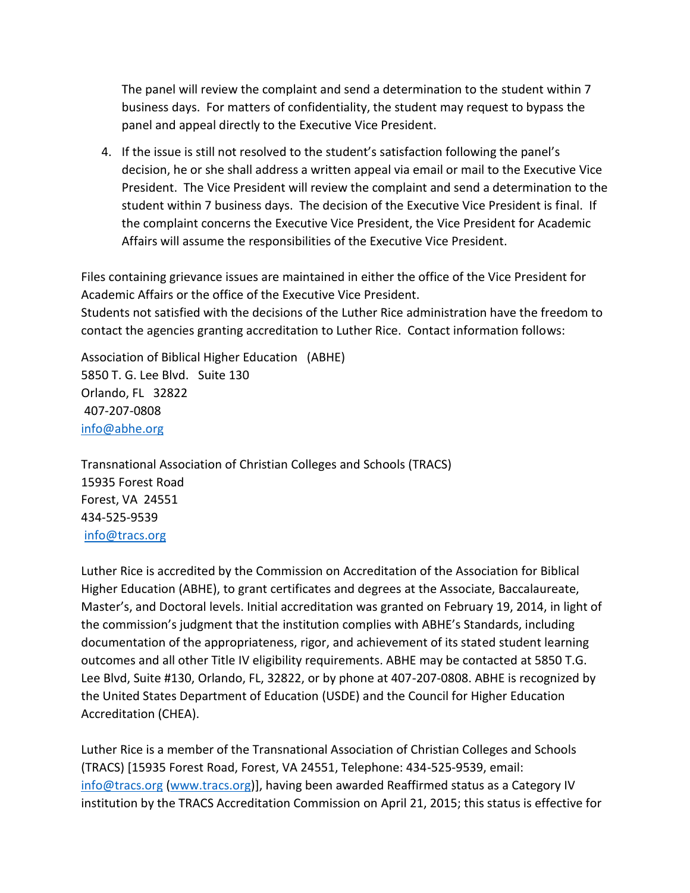The panel will review the complaint and send a determination to the student within 7 business days. For matters of confidentiality, the student may request to bypass the panel and appeal directly to the Executive Vice President.

4. If the issue is still not resolved to the student's satisfaction following the panel's decision, he or she shall address a written appeal via email or mail to the Executive Vice President. The Vice President will review the complaint and send a determination to the student within 7 business days. The decision of the Executive Vice President is final. If the complaint concerns the Executive Vice President, the Vice President for Academic Affairs will assume the responsibilities of the Executive Vice President.

Files containing grievance issues are maintained in either the office of the Vice President for Academic Affairs or the office of the Executive Vice President.
Students not satisfied with the decisions of the Luther Rice administration have the freedom to contact the agencies granting accreditation to Luther Rice. Contact information follows:

Association of Biblical Higher Education (ABHE)
5850 T. G. Lee Blvd. Suite 130
Orlando, FL 32822
407-207-0808
info@abhe.org

Transnational Association of Christian Colleges and Schools (TRACS)
15935 Forest Road
Forest, VA 24551
434-525-9539
info@tracs.org

Luther Rice is accredited by the Commission on Accreditation of the Association for Biblical Higher Education (ABHE), to grant certificates and degrees at the Associate, Baccalaureate, Master's, and Doctoral levels. Initial accreditation was granted on February 19, 2014, in light of the commission's judgment that the institution complies with ABHE's Standards, including documentation of the appropriateness, rigor, and achievement of its stated student learning outcomes and all other Title IV eligibility requirements. ABHE may be contacted at 5850 T.G. Lee Blvd, Suite #130, Orlando, FL, 32822, or by phone at 407-207-0808. ABHE is recognized by the United States Department of Education (USDE) and the Council for Higher Education Accreditation (CHEA).

Luther Rice is a member of the Transnational Association of Christian Colleges and Schools (TRACS) [15935 Forest Road, Forest, VA 24551, Telephone: 434-525-9539, email: info@tracs.org (www.tracs.org)], having been awarded Reaffirmed status as a Category IV institution by the TRACS Accreditation Commission on April 21, 2015; this status is effective for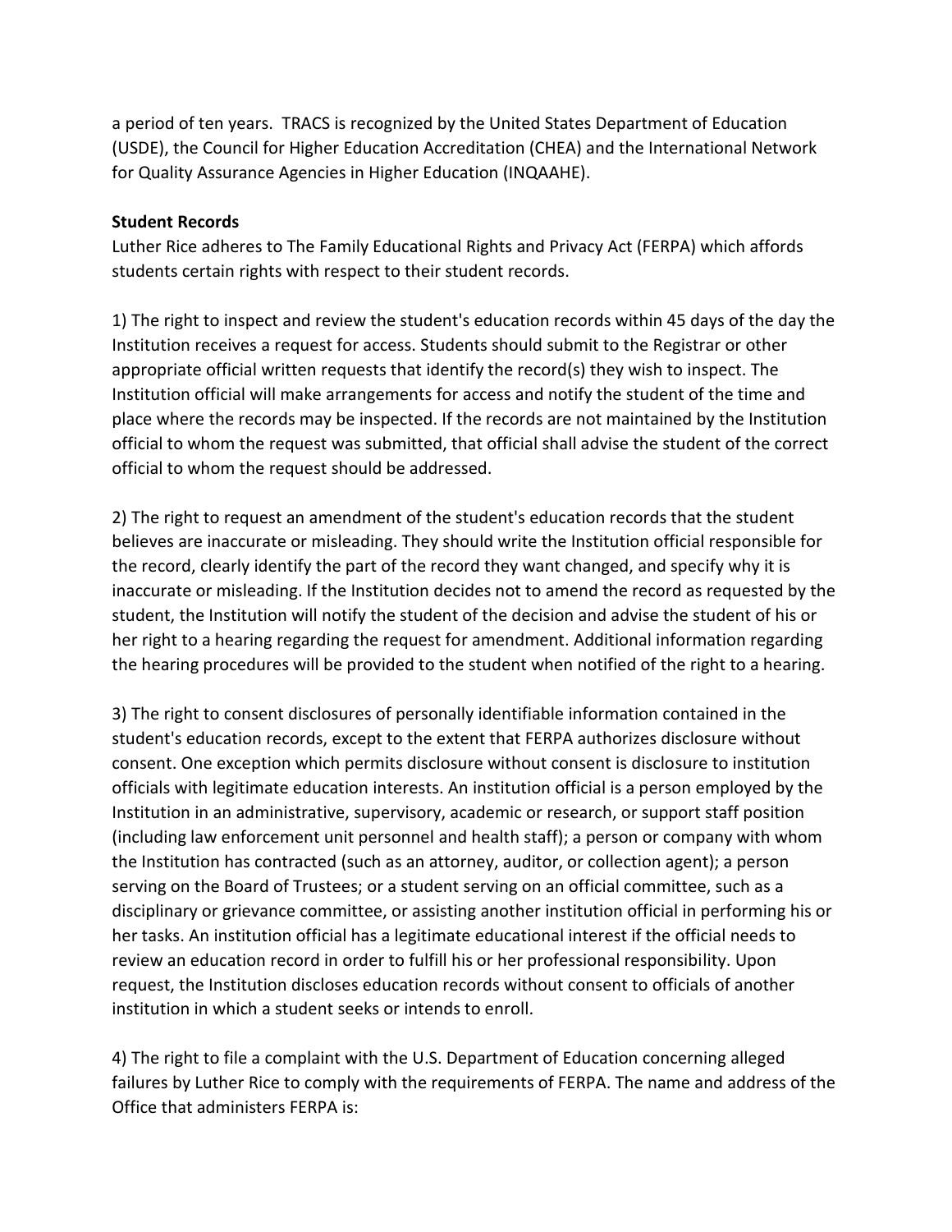a period of ten years. TRACS is recognized by the United States Department of Education (USDE), the Council for Higher Education Accreditation (CHEA) and the International Network for Quality Assurance Agencies in Higher Education (INQAAHE).

**Student Records**

Luther Rice adheres to The Family Educational Rights and Privacy Act (FERPA) which affords students certain rights with respect to their student records.

1) The right to inspect and review the student's education records within 45 days of the day the Institution receives a request for access. Students should submit to the Registrar or other appropriate official written requests that identify the record(s) they wish to inspect. The Institution official will make arrangements for access and notify the student of the time and place where the records may be inspected. If the records are not maintained by the Institution official to whom the request was submitted, that official shall advise the student of the correct official to whom the request should be addressed.

2) The right to request an amendment of the student's education records that the student believes are inaccurate or misleading. They should write the Institution official responsible for the record, clearly identify the part of the record they want changed, and specify why it is inaccurate or misleading. If the Institution decides not to amend the record as requested by the student, the Institution will notify the student of the decision and advise the student of his or her right to a hearing regarding the request for amendment. Additional information regarding the hearing procedures will be provided to the student when notified of the right to a hearing.

3) The right to consent disclosures of personally identifiable information contained in the student's education records, except to the extent that FERPA authorizes disclosure without consent. One exception which permits disclosure without consent is disclosure to institution officials with legitimate education interests. An institution official is a person employed by the Institution in an administrative, supervisory, academic or research, or support staff position (including law enforcement unit personnel and health staff); a person or company with whom the Institution has contracted (such as an attorney, auditor, or collection agent); a person serving on the Board of Trustees; or a student serving on an official committee, such as a disciplinary or grievance committee, or assisting another institution official in performing his or her tasks. An institution official has a legitimate educational interest if the official needs to review an education record in order to fulfill his or her professional responsibility. Upon request, the Institution discloses education records without consent to officials of another institution in which a student seeks or intends to enroll.

4) The right to file a complaint with the U.S. Department of Education concerning alleged failures by Luther Rice to comply with the requirements of FERPA. The name and address of the Office that administers FERPA is: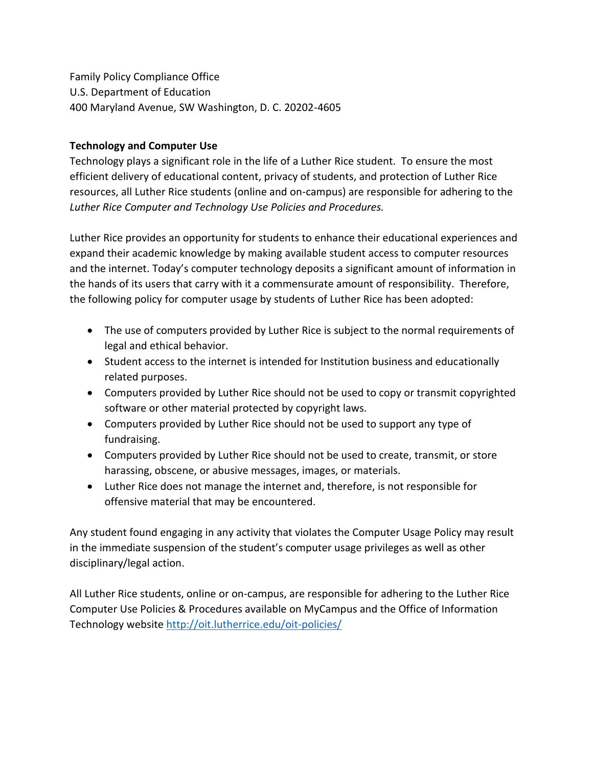Family Policy Compliance Office
U.S. Department of Education
400 Maryland Avenue, SW Washington, D. C. 20202-4605

**Technology and Computer Use**

Technology plays a significant role in the life of a Luther Rice student. To ensure the most efficient delivery of educational content, privacy of students, and protection of Luther Rice resources, all Luther Rice students (online and on-campus) are responsible for adhering to the *Luther Rice Computer and Technology Use Policies and Procedures.*

Luther Rice provides an opportunity for students to enhance their educational experiences and expand their academic knowledge by making available student access to computer resources and the internet. Today's computer technology deposits a significant amount of information in the hands of its users that carry with it a commensurate amount of responsibility. Therefore, the following policy for computer usage by students of Luther Rice has been adopted:

- The use of computers provided by Luther Rice is subject to the normal requirements of legal and ethical behavior.
- Student access to the internet is intended for Institution business and educationally related purposes.
- Computers provided by Luther Rice should not be used to copy or transmit copyrighted software or other material protected by copyright laws.
- Computers provided by Luther Rice should not be used to support any type of fundraising.
- Computers provided by Luther Rice should not be used to create, transmit, or store harassing, obscene, or abusive messages, images, or materials.
- Luther Rice does not manage the internet and, therefore, is not responsible for offensive material that may be encountered.

Any student found engaging in any activity that violates the Computer Usage Policy may result in the immediate suspension of the student's computer usage privileges as well as other disciplinary/legal action.

All Luther Rice students, online or on-campus, are responsible for adhering to the Luther Rice Computer Use Policies & Procedures available on MyCampus and the Office of Information Technology website http://oit.lutherrice.edu/oit-policies/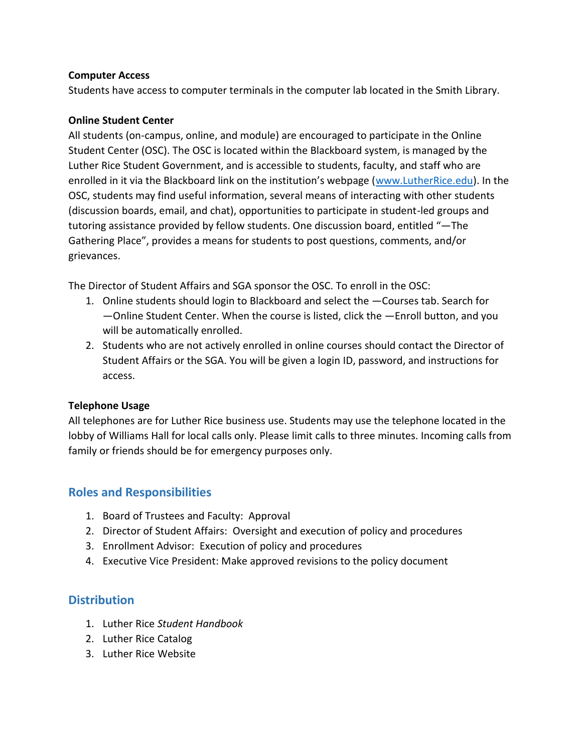**Computer Access**
Students have access to computer terminals in the computer lab located in the Smith Library.

**Online Student Center**
All students (on-campus, online, and module) are encouraged to participate in the Online Student Center (OSC). The OSC is located within the Blackboard system, is managed by the Luther Rice Student Government, and is accessible to students, faculty, and staff who are enrolled in it via the Blackboard link on the institution's webpage ([www.LutherRice.edu](www.LutherRice.edu)). In the OSC, students may find useful information, several means of interacting with other students (discussion boards, email, and chat), opportunities to participate in student-led groups and tutoring assistance provided by fellow students. One discussion board, entitled "—The Gathering Place", provides a means for students to post questions, comments, and/or grievances.

The Director of Student Affairs and SGA sponsor the OSC. To enroll in the OSC:

1. Online students should login to Blackboard and select the —Courses tab. Search for —Online Student Center. When the course is listed, click the —Enroll button, and you will be automatically enrolled.
2. Students who are not actively enrolled in online courses should contact the Director of Student Affairs or the SGA. You will be given a login ID, password, and instructions for access.

**Telephone Usage**
All telephones are for Luther Rice business use. Students may use the telephone located in the lobby of Williams Hall for local calls only. Please limit calls to three minutes. Incoming calls from family or friends should be for emergency purposes only.

## Roles and Responsibilities

1. Board of Trustees and Faculty: Approval
2. Director of Student Affairs: Oversight and execution of policy and procedures
3. Enrollment Advisor: Execution of policy and procedures
4. Executive Vice President: Make approved revisions to the policy document

## Distribution

1. Luther Rice *Student Handbook*
2. Luther Rice Catalog
3. Luther Rice Website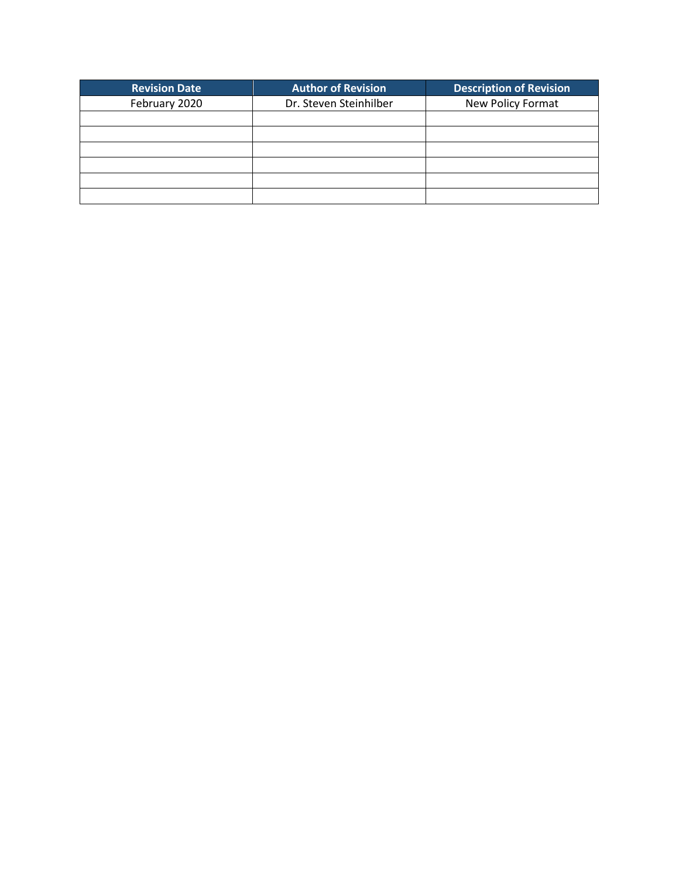| Revision Date | Author of Revision | Description of Revision |
| --- | --- | --- |
| February 2020 | Dr. Steven Steinhilber | New Policy Format |
| | | |
| | | |
| | | |
| | | |
| | | |
| | | |